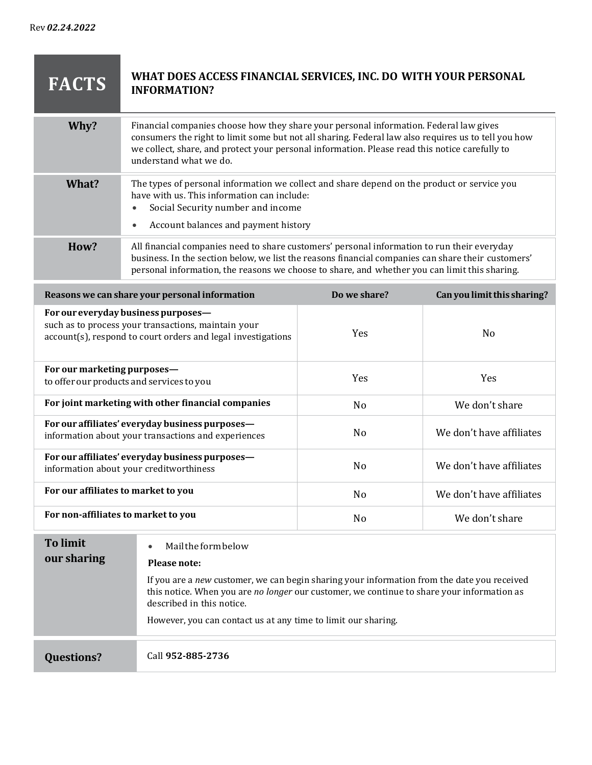Rev ***02.24.2022***

# FACTS — WHAT DOES ACCESS FINANCIAL SERVICES, INC. DO WITH YOUR PERSONAL INFORMATION?

| | |
|---|---|
| **Why?** | Financial companies choose how they share your personal information. Federal law gives consumers the right to limit some but not all sharing. Federal law also requires us to tell you how we collect, share, and protect your personal information. Please read this notice carefully to understand what we do. |
| **What?** | The types of personal information we collect and share depend on the product or service you have with us. This information can include: <br>• Social Security number and income <br>• Account balances and payment history |
| **How?** | All financial companies need to share customers' personal information to run their everyday business. In the section below, we list the reasons financial companies can share their customers' personal information, the reasons we choose to share, and whether you can limit this sharing. |

| Reasons we can share your personal information | Do we share? | Can you limit this sharing? |
|---|---|---|
| **For our everyday business purposes—** such as to process your transactions, maintain your account(s), respond to court orders and legal investigations | Yes | No |
| **For our marketing purposes—** to offer our products and services to you | Yes | Yes |
| **For joint marketing with other financial companies** | No | We don't share |
| **For our affiliates' everyday business purposes—** information about your transactions and experiences | No | We don't have affiliates |
| **For our affiliates' everyday business purposes—** information about your creditworthiness | No | We don't have affiliates |
| **For our affiliates to market to you** | No | We don't have affiliates |
| **For non-affiliates to market to you** | No | We don't share |

| | |
|---|---|
| **To limit our sharing** | • Mail the form below <br>**Please note:** <br>If you are a *new* customer, we can begin sharing your information from the date you received this notice. When you are *no longer* our customer, we continue to share your information as described in this notice. <br>However, you can contact us at any time to limit our sharing. |

| | |
|---|---|
| **Questions?** | Call **952-885-2736** |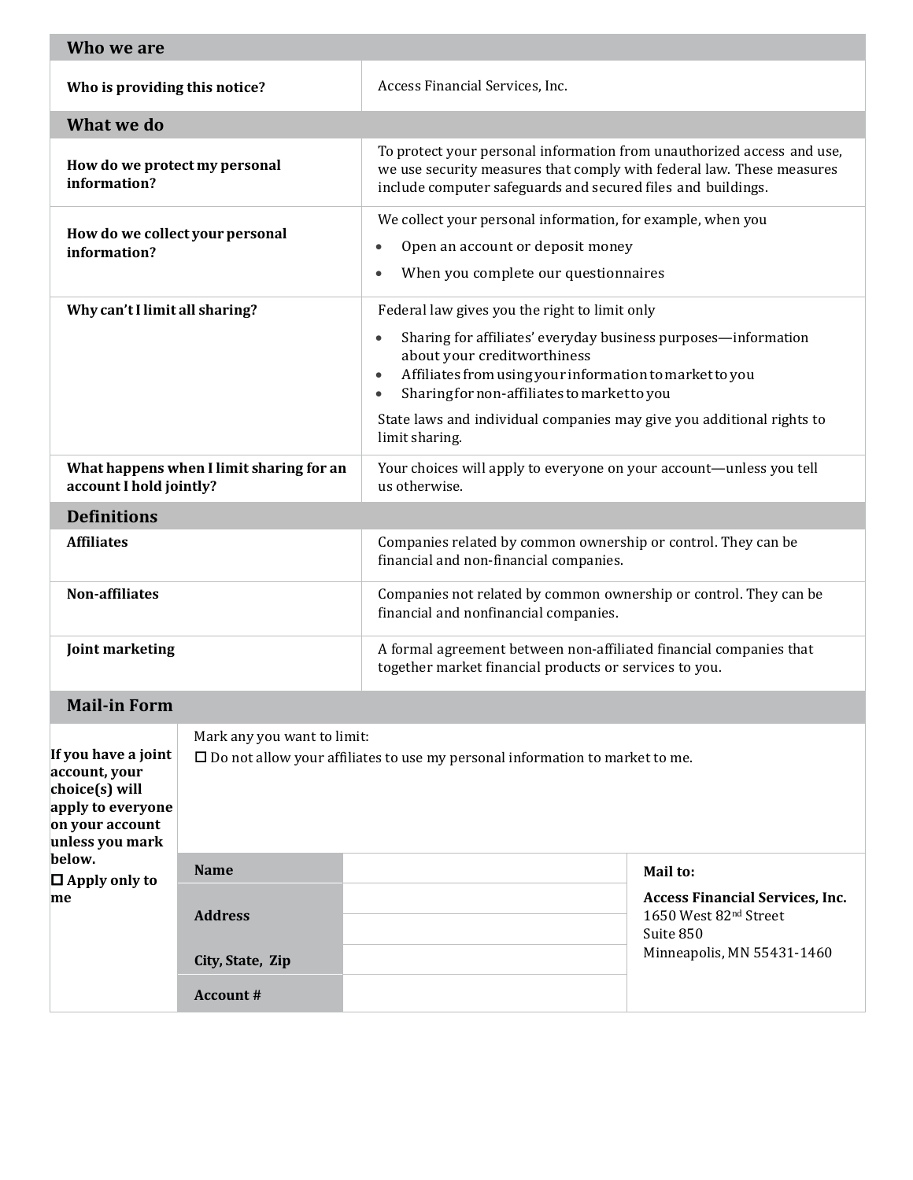| Who we are | |
|---|---|
| **Who is providing this notice?** | Access Financial Services, Inc. |

| What we do | |
|---|---|
| **How do we protect my personal information?** | To protect your personal information from unauthorized access and use, we use security measures that comply with federal law. These measures include computer safeguards and secured files and buildings. |
| **How do we collect your personal information?** | We collect your personal information, for example, when you<br>• Open an account or deposit money<br>• When you complete our questionnaires |
| **Why can't I limit all sharing?** | Federal law gives you the right to limit only<br>• Sharing for affiliates' everyday business purposes—information about your creditworthiness<br>• Affiliates from using your information to market to you<br>• Sharing for non-affiliates to market to you<br>State laws and individual companies may give you additional rights to limit sharing. |
| **What happens when I limit sharing for an account I hold jointly?** | Your choices will apply to everyone on your account—unless you tell us otherwise. |

| Definitions | |
|---|---|
| **Affiliates** | Companies related by common ownership or control. They can be financial and non-financial companies. |
| **Non-affiliates** | Companies not related by common ownership or control. They can be financial and nonfinancial companies. |
| **Joint marketing** | A formal agreement between non-affiliated financial companies that together market financial products or services to you. |

## Mail-in Form

**If you have a joint account, your choice(s) will apply to everyone on your account unless you mark below.**

☐ **Apply only to me**

Mark any you want to limit:

☐ Do not allow your affiliates to use my personal information to market to me.

| | | |
|---|---|---|
| **Name** | | **Mail to:** |
| **Address** | | **Access Financial Services, Inc.**<br>1650 West 82nd Street<br>Suite 850<br>Minneapolis, MN 55431-1460 |
| **City, State, Zip** | | |
| **Account #** | | |